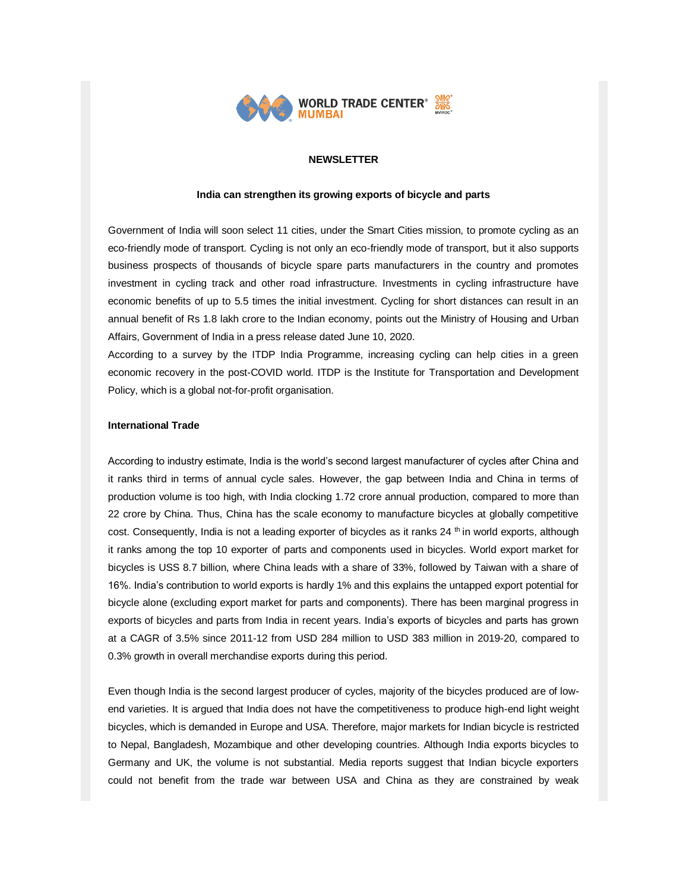**WORLD TRADE CENTER MUMBAI**

**NEWSLETTER**

**India can strengthen its growing exports of bicycle and parts**

Government of India will soon select 11 cities, under the Smart Cities mission, to promote cycling as an eco-friendly mode of transport. Cycling is not only an eco-friendly mode of transport, but it also supports business prospects of thousands of bicycle spare parts manufacturers in the country and promotes investment in cycling track and other road infrastructure. Investments in cycling infrastructure have economic benefits of up to 5.5 times the initial investment. Cycling for short distances can result in an annual benefit of Rs 1.8 lakh crore to the Indian economy, points out the Ministry of Housing and Urban Affairs, Government of India in a press release dated June 10, 2020.

According to a survey by the ITDP India Programme, increasing cycling can help cities in a green economic recovery in the post-COVID world. ITDP is the Institute for Transportation and Development Policy, which is a global not-for-profit organisation.

**International Trade**

According to industry estimate, India is the world's second largest manufacturer of cycles after China and it ranks third in terms of annual cycle sales. However, the gap between India and China in terms of production volume is too high, with India clocking 1.72 crore annual production, compared to more than 22 crore by China. Thus, China has the scale economy to manufacture bicycles at globally competitive cost. Consequently, India is not a leading exporter of bicycles as it ranks 24 th in world exports, although it ranks among the top 10 exporter of parts and components used in bicycles. World export market for bicycles is USS 8.7 billion, where China leads with a share of 33%, followed by Taiwan with a share of 16%. India's contribution to world exports is hardly 1% and this explains the untapped export potential for bicycle alone (excluding export market for parts and components). There has been marginal progress in exports of bicycles and parts from India in recent years. India's exports of bicycles and parts has grown at a CAGR of 3.5% since 2011-12 from USD 284 million to USD 383 million in 2019-20, compared to 0.3% growth in overall merchandise exports during this period.

Even though India is the second largest producer of cycles, majority of the bicycles produced are of low-end varieties. It is argued that India does not have the competitiveness to produce high-end light weight bicycles, which is demanded in Europe and USA. Therefore, major markets for Indian bicycle is restricted to Nepal, Bangladesh, Mozambique and other developing countries. Although India exports bicycles to Germany and UK, the volume is not substantial. Media reports suggest that Indian bicycle exporters could not benefit from the trade war between USA and China as they are constrained by weak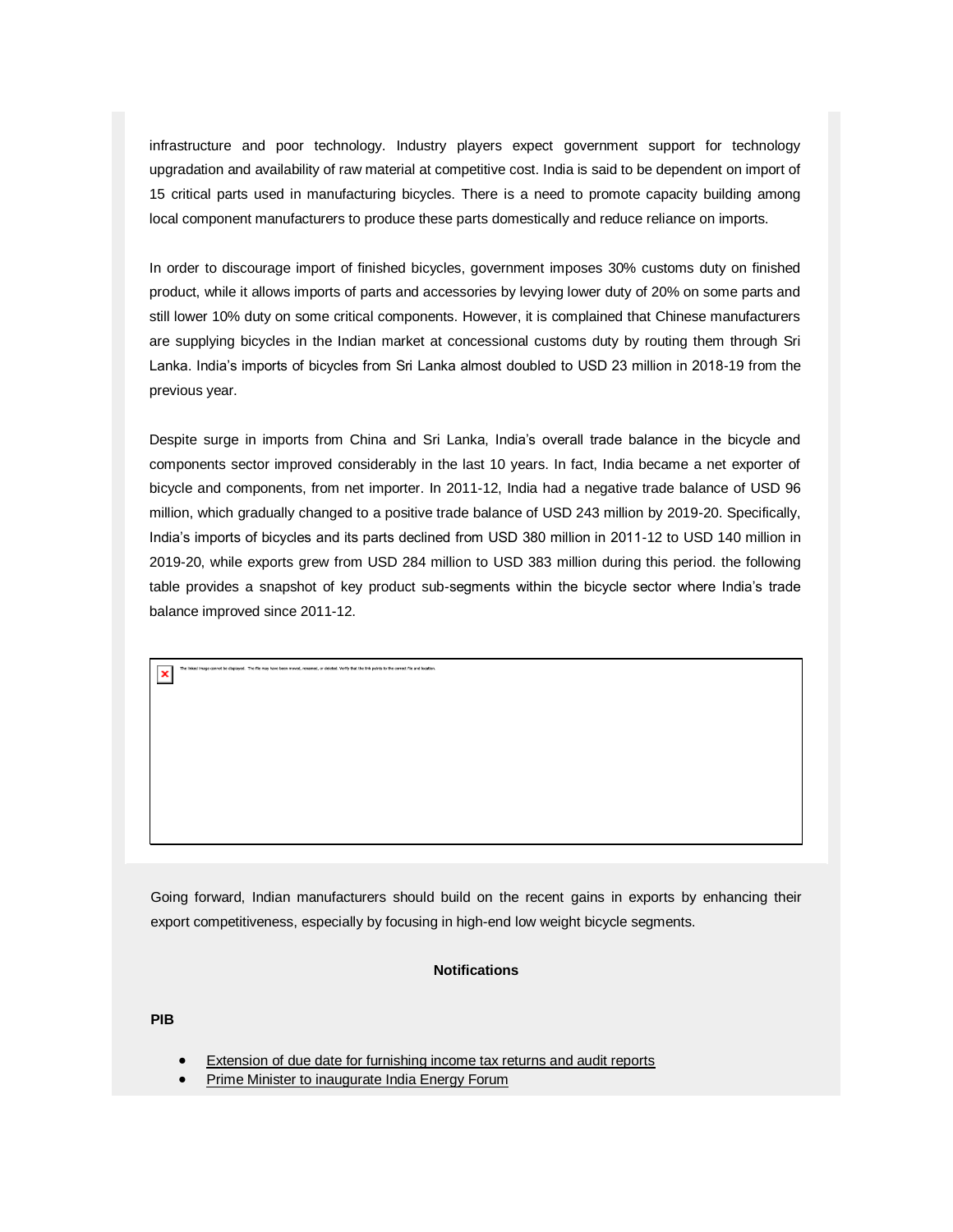infrastructure and poor technology. Industry players expect government support for technology upgradation and availability of raw material at competitive cost. India is said to be dependent on import of 15 critical parts used in manufacturing bicycles. There is a need to promote capacity building among local component manufacturers to produce these parts domestically and reduce reliance on imports.

In order to discourage import of finished bicycles, government imposes 30% customs duty on finished product, while it allows imports of parts and accessories by levying lower duty of 20% on some parts and still lower 10% duty on some critical components. However, it is complained that Chinese manufacturers are supplying bicycles in the Indian market at concessional customs duty by routing them through Sri Lanka. India's imports of bicycles from Sri Lanka almost doubled to USD 23 million in 2018-19 from the previous year.

Despite surge in imports from China and Sri Lanka, India's overall trade balance in the bicycle and components sector improved considerably in the last 10 years. In fact, India became a net exporter of bicycle and components, from net importer. In 2011-12, India had a negative trade balance of USD 96 million, which gradually changed to a positive trade balance of USD 243 million by 2019-20. Specifically, India's imports of bicycles and its parts declined from USD 380 million in 2011-12 to USD 140 million in 2019-20, while exports grew from USD 284 million to USD 383 million during this period. the following table provides a snapshot of key product sub-segments within the bicycle sector where India's trade balance improved since 2011-12.

The linked image cannot be displayed. The file may have been moved, renamed, or deleted. Verify that the link points to the correct file and location.

Going forward, Indian manufacturers should build on the recent gains in exports by enhancing their export competitiveness, especially by focusing in high-end low weight bicycle segments.

**Notifications**

**PIB**

- Extension of due date for furnishing income tax returns and audit reports
- Prime Minister to inaugurate India Energy Forum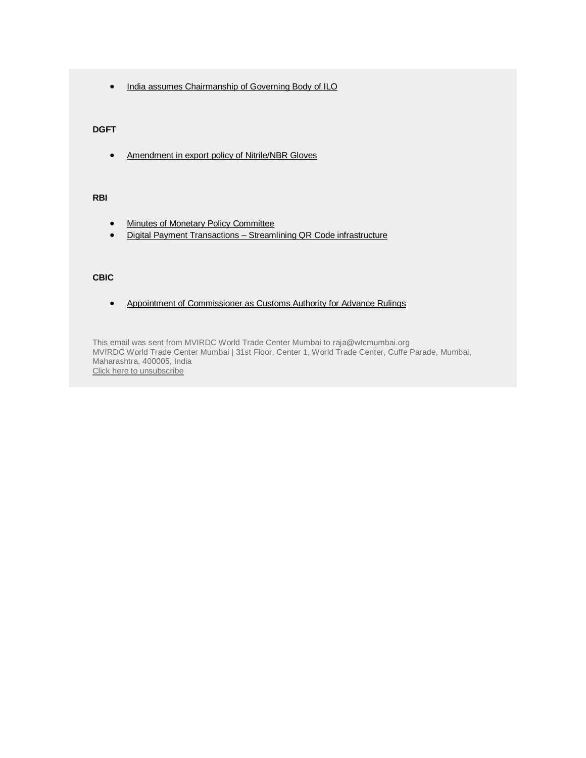- India assumes Chairmanship of Governing Body of ILO

**DGFT**

- Amendment in export policy of Nitrile/NBR Gloves

**RBI**

- Minutes of Monetary Policy Committee
- Digital Payment Transactions – Streamlining QR Code infrastructure

**CBIC**

- Appointment of Commissioner as Customs Authority for Advance Rulings

This email was sent from MVIRDC World Trade Center Mumbai to raja@wtcmumbai.org
MVIRDC World Trade Center Mumbai | 31st Floor, Center 1, World Trade Center, Cuffe Parade, Mumbai, Maharashtra, 400005, India
Click here to unsubscribe